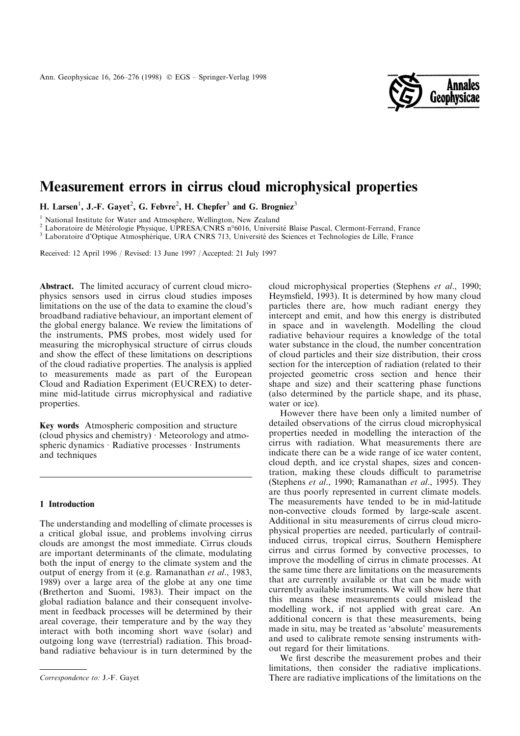# Measurement errors in cirrus cloud microphysical properties

H. Larsen[1], J.-F. Gayet[2], G. Febvre[2], H. Chepfer[3] and G. Brogniez[3]

[1] National Institute for Water and Atmosphere, Wellington, New Zealand
[2] Laboratoire de Métérologie Physique, UPRESA/CNRS n°6016, Université Blaise Pascal, Clermont-Ferrand, France
[3] Laboratoire d'Optique Atmosphérique, URA CNRS 713, Université des Sciences et Technologies de Lille, France

Received: 12 April 1996 / Revised: 13 June 1997 / Accepted: 21 July 1997

**Abstract.** The limited accuracy of current cloud microphysics sensors used in cirrus cloud studies imposes limitations on the use of the data to examine the cloud's broadband radiative behaviour, an important element of the global energy balance. We review the limitations of the instruments, PMS probes, most widely used for measuring the microphysical structure of cirrus clouds and show the effect of these limitations on descriptions of the cloud radiative properties. The analysis is applied to measurements made as part of the European Cloud and Radiation Experiment (EUCREX) to determine mid-latitude cirrus microphysical and radiative properties.

**Key words** Atmospheric composition and structure (cloud physics and chemistry) · Meteorology and atmospheric dynamics · Radiative processes · Instruments and techniques

## 1 Introduction

The understanding and modelling of climate processes is a critical global issue, and problems involving cirrus clouds are amongst the most immediate. Cirrus clouds are important determinants of the climate, modulating both the input of energy to the climate system and the output of energy from it (e.g. Ramanathan *et al*., 1983, 1989) over a large area of the globe at any one time (Bretherton and Suomi, 1983). Their impact on the global radiation balance and their consequent involvement in feedback processes will be determined by their areal coverage, their temperature and by the way they interact with both incoming short wave (solar) and outgoing long wave (terrestrial) radiation. This broadband radiative behaviour is in turn determined by the cloud microphysical properties (Stephens *et al*., 1990; Heymsfield, 1993). It is determined by how many cloud particles there are, how much radiant energy they intercept and emit, and how this energy is distributed in space and in wavelength. Modelling the cloud radiative behaviour requires a knowledge of the total water substance in the cloud, the number concentration of cloud particles and their size distribution, their cross section for the interception of radiation (related to their projected geometric cross section and hence their shape and size) and their scattering phase functions (also determined by the particle shape, and its phase, water or ice).

However there have been only a limited number of detailed observations of the cirrus cloud microphysical properties needed in modelling the interaction of the cirrus with radiation. What measurements there are indicate there can be a wide range of ice water content, cloud depth, and ice crystal shapes, sizes and concentration, making these clouds difficult to parametrise (Stephens *et al*., 1990; Ramanathan *et al*., 1995). They are thus poorly represented in current climate models. The measurements have tended to be in mid-latitude non-convective clouds formed by large-scale ascent. Additional in situ measurements of cirrus cloud microphysical properties are needed, particularly of contrail-induced cirrus, tropical cirrus, Southern Hemisphere cirrus and cirrus formed by convective processes, to improve the modelling of cirrus in climate processes. At the same time there are limitations on the measurements that are currently available or that can be made with currently available instruments. We will show here that this means these measurements could mislead the modelling work, if not applied with great care. An additional concern is that these measurements, being made in situ, may be treated as 'absolute' measurements and used to calibrate remote sensing instruments without regard for their limitations.

We first describe the measurement probes and their limitations, then consider the radiative implications. There are radiative implications of the limitations on the

*Correspondence to:* J.-F. Gayet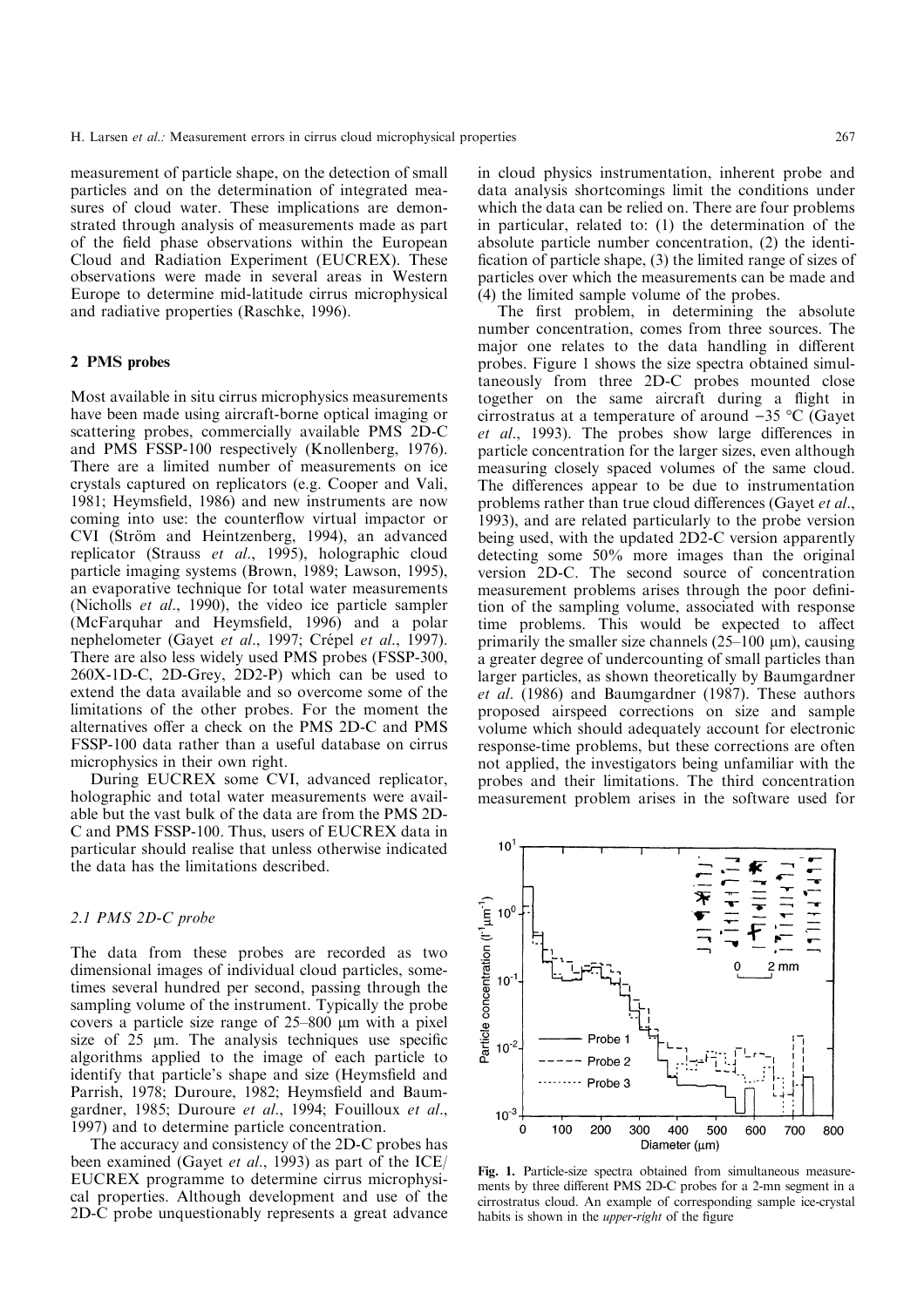measurement of particle shape, on the detection of small particles and on the determination of integrated measures of cloud water. These implications are demonstrated through analysis of measurements made as part of the field phase observations within the European Cloud and Radiation Experiment (EUCREX). These observations were made in several areas in Western Europe to determine mid-latitude cirrus microphysical and radiative properties (Raschke, 1996).

## 2 PMS probes

Most available in situ cirrus microphysics measurements have been made using aircraft-borne optical imaging or scattering probes, commercially available PMS 2D-C and PMS FSSP-100 respectively (Knollenberg, 1976). There are a limited number of measurements on ice crystals captured on replicators (e.g. Cooper and Vali, 1981; Heymsfield, 1986) and new instruments are now coming into use: the counterflow virtual impactor or CVI (Ström and Heintzenberg, 1994), an advanced replicator (Strauss *et al*., 1995), holographic cloud particle imaging systems (Brown, 1989; Lawson, 1995), an evaporative technique for total water measurements (Nicholls *et al*., 1990), the video ice particle sampler (McFarquhar and Heymsfield, 1996) and a polar nephelometer (Gayet *et al*., 1997; Crépel *et al*., 1997). There are also less widely used PMS probes (FSSP-300, 260X-1D-C, 2D-Grey, 2D2-P) which can be used to extend the data available and so overcome some of the limitations of the other probes. For the moment the alternatives offer a check on the PMS 2D-C and PMS FSSP-100 data rather than a useful database on cirrus microphysics in their own right.

During EUCREX some CVI, advanced replicator, holographic and total water measurements were available but the vast bulk of the data are from the PMS 2D-C and PMS FSSP-100. Thus, users of EUCREX data in particular should realise that unless otherwise indicated the data has the limitations described.

### *2.1 PMS 2D-C probe*

The data from these probes are recorded as two dimensional images of individual cloud particles, sometimes several hundred per second, passing through the sampling volume of the instrument. Typically the probe covers a particle size range of 25–800 μm with a pixel size of 25 μm. The analysis techniques use specific algorithms applied to the image of each particle to identify that particle's shape and size (Heymsfield and Parrish, 1978; Duroure, 1982; Heymsfield and Baumgardner, 1985; Duroure *et al*., 1994; Fouilloux *et al*., 1997) and to determine particle concentration.

The accuracy and consistency of the 2D-C probes has been examined (Gayet *et al*., 1993) as part of the ICE/EUCREX programme to determine cirrus microphysical properties. Although development and use of the 2D-C probe unquestionably represents a great advance in cloud physics instrumentation, inherent probe and data analysis shortcomings limit the conditions under which the data can be relied on. There are four problems in particular, related to: (1) the determination of the absolute particle number concentration, (2) the identification of particle shape, (3) the limited range of sizes of particles over which the measurements can be made and (4) the limited sample volume of the probes.

The first problem, in determining the absolute number concentration, comes from three sources. The major one relates to the data handling in different probes. Figure 1 shows the size spectra obtained simultaneously from three 2D-C probes mounted close together on the same aircraft during a flight in cirrostratus at a temperature of around −35 °C (Gayet *et al*., 1993). The probes show large differences in particle concentration for the larger sizes, even although measuring closely spaced volumes of the same cloud. The differences appear to be due to instrumentation problems rather than true cloud differences (Gayet *et al*., 1993), and are related particularly to the probe version being used, with the updated 2D2-C version apparently detecting some 50% more images than the original version 2D-C. The second source of concentration measurement problems arises through the poor definition of the sampling volume, associated with response time problems. This would be expected to affect primarily the smaller size channels (25–100 μm), causing a greater degree of undercounting of small particles than larger particles, as shown theoretically by Baumgardner *et al*. (1986) and Baumgardner (1987). These authors proposed airspeed corrections on size and sample volume which should adequately account for electronic response-time problems, but these corrections are often not applied, the investigators being unfamiliar with the probes and their limitations. The third concentration measurement problem arises in the software used for

**Fig. 1.** Particle-size spectra obtained from simultaneous measurements by three different PMS 2D-C probes for a 2-mn segment in a cirrostratus cloud. An example of corresponding sample ice-crystal habits is shown in the *upper-right* of the figure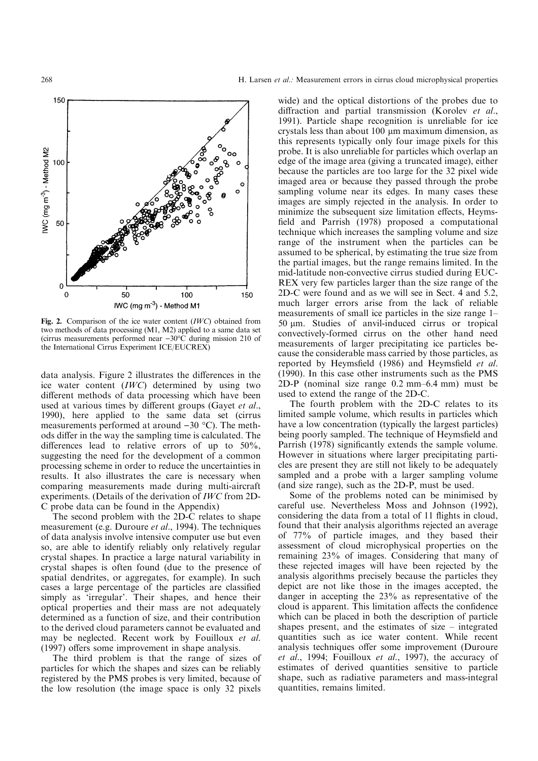**Fig. 2.** Comparison of the ice water content (*IWC*) obtained from two methods of data processing (M1, M2) applied to a same data set (cirrus measurements performed near −30°C during mission 210 of the International Cirrus Experiment ICE/EUCREX)

data analysis. Figure 2 illustrates the differences in the ice water content (*IWC*) determined by using two different methods of data processing which have been used at various times by different groups (Gayet *et al*., 1990), here applied to the same data set (cirrus measurements performed at around −30 °C). The methods differ in the way the sampling time is calculated. The differences lead to relative errors of up to 50%, suggesting the need for the development of a common processing scheme in order to reduce the uncertainties in results. It also illustrates the care is necessary when comparing measurements made during multi-aircraft experiments. (Details of the derivation of *IWC* from 2D-C probe data can be found in the Appendix)

The second problem with the 2D-C relates to shape measurement (e.g. Duroure *et al*., 1994). The techniques of data analysis involve intensive computer use but even so, are able to identify reliably only relatively regular crystal shapes. In practice a large natural variability in crystal shapes is often found (due to the presence of spatial dendrites, or aggregates, for example). In such cases a large percentage of the particles are classified simply as 'irregular'. Their shapes, and hence their optical properties and their mass are not adequately determined as a function of size, and their contribution to the derived cloud parameters cannot be evaluated and may be neglected. Recent work by Fouilloux *et al*. (1997) offers some improvement in shape analysis.

The third problem is that the range of sizes of particles for which the shapes and sizes can be reliably registered by the PMS probes is very limited, because of the low resolution (the image space is only 32 pixels wide) and the optical distortions of the probes due to diffraction and partial transmission (Korolev *et al*., 1991). Particle shape recognition is unreliable for ice crystals less than about 100 μm maximum dimension, as this represents typically only four image pixels for this probe. It is also unreliable for particles which overlap an edge of the image area (giving a truncated image), either because the particles are too large for the 32 pixel wide imaged area or because they passed through the probe sampling volume near its edges. In many cases these images are simply rejected in the analysis. In order to minimize the subsequent size limitation effects, Heymsfield and Parrish (1978) proposed a computational technique which increases the sampling volume and size range of the instrument when the particles can be assumed to be spherical, by estimating the true size from the partial images, but the range remains limited. In the mid-latitude non-convective cirrus studied during EUCREX very few particles larger than the size range of the 2D-C were found and as we will see in Sect. 4 and 5.2, much larger errors arise from the lack of reliable measurements of small ice particles in the size range 1–50 μm. Studies of anvil-induced cirrus or tropical convectively-formed cirrus on the other hand need measurements of larger precipitating ice particles because the considerable mass carried by those particles, as reported by Heymsfield (1986) and Heymsfield *et al*. (1990). In this case other instruments such as the PMS 2D-P (nominal size range 0.2 mm–6.4 mm) must be used to extend the range of the 2D-C.

The fourth problem with the 2D-C relates to its limited sample volume, which results in particles which have a low concentration (typically the largest particles) being poorly sampled. The technique of Heymsfield and Parrish (1978) significantly extends the sample volume. However in situations where larger precipitating particles are present they are still not likely to be adequately sampled and a probe with a larger sampling volume (and size range), such as the 2D-P, must be used.

Some of the problems noted can be minimised by careful use. Nevertheless Moss and Johnson (1992), considering the data from a total of 11 flights in cloud, found that their analysis algorithms rejected an average of 77% of particle images, and they based their assessment of cloud microphysical properties on the remaining 23% of images. Considering that many of these rejected images will have been rejected by the analysis algorithms precisely because the particles they depict are not like those in the images accepted, the danger in accepting the 23% as representative of the cloud is apparent. This limitation affects the confidence which can be placed in both the description of particle shapes present, and the estimates of size – integrated quantities such as ice water content. While recent analysis techniques offer some improvement (Duroure *et al*., 1994; Fouilloux *et al*., 1997), the accuracy of estimates of derived quantities sensitive to particle shape, such as radiative parameters and mass-integral quantities, remains limited.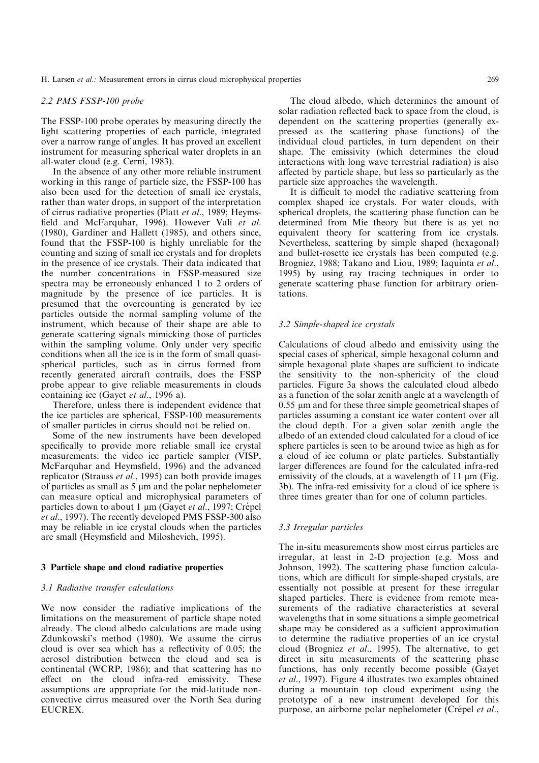### 2.2 PMS FSSP-100 probe

The FSSP-100 probe operates by measuring directly the light scattering properties of each particle, integrated over a narrow range of angles. It has proved an excellent instrument for measuring spherical water droplets in an all-water cloud (e.g. Cerni, 1983).

In the absence of any other more reliable instrument working in this range of particle size, the FSSP-100 has also been used for the detection of small ice crystals, rather than water drops, in support of the interpretation of cirrus radiative properties (Platt *et al*., 1989; Heymsfield and McFarquhar, 1996). However Vali *et al*. (1980), Gardiner and Hallett (1985), and others since, found that the FSSP-100 is highly unreliable for the counting and sizing of small ice crystals and for droplets in the presence of ice crystals. Their data indicated that the number concentrations in FSSP-measured size spectra may be erroneously enhanced 1 to 2 orders of magnitude by the presence of ice particles. It is presumed that the overcounting is generated by ice particles outside the normal sampling volume of the instrument, which because of their shape are able to generate scattering signals mimicking those of particles within the sampling volume. Only under very specific conditions when all the ice is in the form of small quasi-spherical particles, such as in cirrus formed from recently generated aircraft contrails, does the FSSP probe appear to give reliable measurements in clouds containing ice (Gayet *et al*., 1996 a).

Therefore, unless there is independent evidence that the ice particles are spherical, FSSP-100 measurements of smaller particles in cirrus should not be relied on.

Some of the new instruments have been developed specifically to provide more reliable small ice crystal measurements: the video ice particle sampler (VISP, McFarquhar and Heymsfield, 1996) and the advanced replicator (Strauss *et al*., 1995) can both provide images of particles as small as 5 μm and the polar nephelometer can measure optical and microphysical parameters of particles down to about 1 μm (Gayet *et al*., 1997; Crépel *et al*., 1997). The recently developed PMS FSSP-300 also may be reliable in ice crystal clouds when the particles are small (Heymsfield and Miloshevich, 1995).

## 3 Particle shape and cloud radiative properties

### 3.1 Radiative transfer calculations

We now consider the radiative implications of the limitations on the measurement of particle shape noted already. The cloud albedo calculations are made using Zdunkowski's method (1980). We assume the cirrus cloud is over sea which has a reflectivity of 0.05; the aerosol distribution between the cloud and sea is continental (WCRP, 1986); and that scattering has no effect on the cloud infra-red emissivity. These assumptions are appropriate for the mid-latitude non-convective cirrus measured over the North Sea during EUCREX.

The cloud albedo, which determines the amount of solar radiation reflected back to space from the cloud, is dependent on the scattering properties (generally expressed as the scattering phase functions) of the individual cloud particles, in turn dependent on their shape. The emissivity (which determines the cloud interactions with long wave terrestrial radiation) is also affected by particle shape, but less so particularly as the particle size approaches the wavelength.

It is difficult to model the radiative scattering from complex shaped ice crystals. For water clouds, with spherical droplets, the scattering phase function can be determined from Mie theory but there is as yet no equivalent theory for scattering from ice crystals. Nevertheless, scattering by simple shaped (hexagonal) and bullet-rosette ice crystals has been computed (e.g. Brogniez, 1988; Takano and Liou, 1989; Iaquinta *et al*., 1995) by using ray tracing techniques in order to generate scattering phase function for arbitrary orientations.

### 3.2 Simple-shaped ice crystals

Calculations of cloud albedo and emissivity using the special cases of spherical, simple hexagonal column and simple hexagonal plate shapes are sufficient to indicate the sensitivity to the non-sphericity of the cloud particles. Figure 3a shows the calculated cloud albedo as a function of the solar zenith angle at a wavelength of 0.55 μm and for these three simple geometrical shapes of particles assuming a constant ice water content over all the cloud depth. For a given solar zenith angle the albedo of an extended cloud calculated for a cloud of ice sphere particles is seen to be around twice as high as for a cloud of ice column or plate particles. Substantially larger differences are found for the calculated infra-red emissivity of the clouds, at a wavelength of 11 μm (Fig. 3b). The infra-red emissivity for a cloud of ice sphere is three times greater than for one of column particles.

### 3.3 Irregular particles

The in-situ measurements show most cirrus particles are irregular, at least in 2-D projection (e.g. Moss and Johnson, 1992). The scattering phase function calculations, which are difficult for simple-shaped crystals, are essentially not possible at present for these irregular shaped particles. There is evidence from remote measurements of the radiative characteristics at several wavelengths that in some situations a simple geometrical shape may be considered as a sufficient approximation to determine the radiative properties of an ice crystal cloud (Brogniez *et al*., 1995). The alternative, to get direct in situ measurements of the scattering phase functions, has only recently become possible (Gayet *et al*., 1997). Figure 4 illustrates two examples obtained during a mountain top cloud experiment using the prototype of a new instrument developed for this purpose, an airborne polar nephelometer (Crépel *et al*.,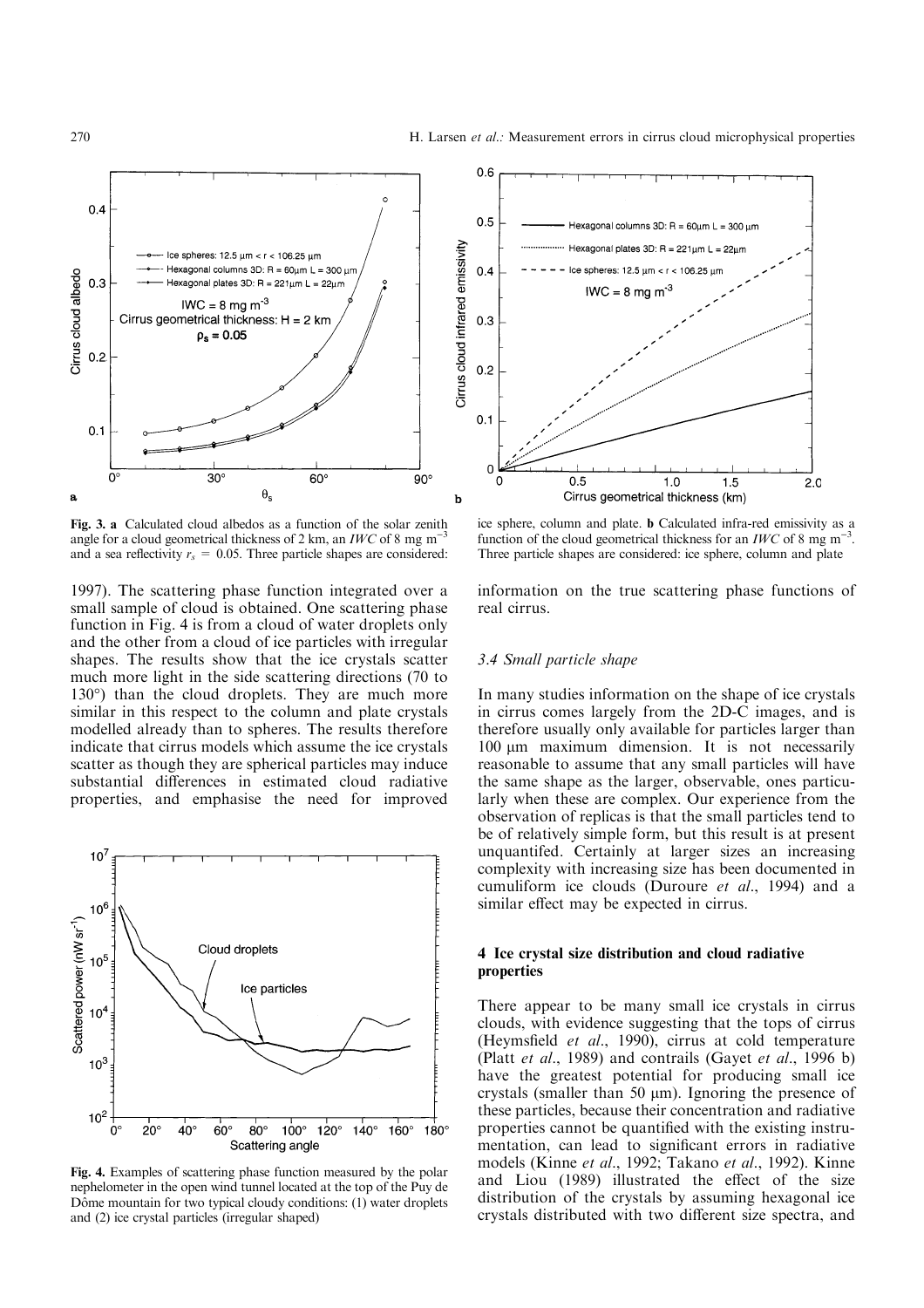Fig. 3. **a** Calculated cloud albedos as a function of the solar zenith angle for a cloud geometrical thickness of 2 km, an *IWC* of 8 mg m$^{-3}$ and a sea reflectivity $r_s$ = 0.05. Three particle shapes are considered: ice sphere, column and plate. **b** Calculated infra-red emissivity as a function of the cloud geometrical thickness for an *IWC* of 8 mg m$^{-3}$. Three particle shapes are considered: ice sphere, column and plate

1997). The scattering phase function integrated over a small sample of cloud is obtained. One scattering phase function in Fig. 4 is from a cloud of water droplets only and the other from a cloud of ice particles with irregular shapes. The results show that the ice crystals scatter much more light in the side scattering directions (70 to 130°) than the cloud droplets. They are much more similar in this respect to the column and plate crystals modelled already than to spheres. The results therefore indicate that cirrus models which assume the ice crystals scatter as though they are spherical particles may induce substantial differences in estimated cloud radiative properties, and emphasise the need for improved information on the true scattering phase functions of real cirrus.

Fig. 4. Examples of scattering phase function measured by the polar nephelometer in the open wind tunnel located at the top of the Puy de Dôme mountain for two typical cloudy conditions: (1) water droplets and (2) ice crystal particles (irregular shaped)

### 3.4 Small particle shape

In many studies information on the shape of ice crystals in cirrus comes largely from the 2D-C images, and is therefore usually only available for particles larger than 100 μm maximum dimension. It is not necessarily reasonable to assume that any small particles will have the same shape as the larger, observable, ones particularly when these are complex. Our experience from the observation of replicas is that the small particles tend to be of relatively simple form, but this result is at present unquantifed. Certainly at larger sizes an increasing complexity with increasing size has been documented in cumuliform ice clouds (Duroure *et al*., 1994) and a similar effect may be expected in cirrus.

## 4 Ice crystal size distribution and cloud radiative properties

There appear to be many small ice crystals in cirrus clouds, with evidence suggesting that the tops of cirrus (Heymsfield *et al*., 1990), cirrus at cold temperature (Platt *et al*., 1989) and contrails (Gayet *et al*., 1996 b) have the greatest potential for producing small ice crystals (smaller than 50 μm). Ignoring the presence of these particles, because their concentration and radiative properties cannot be quantified with the existing instrumentation, can lead to significant errors in radiative models (Kinne *et al*., 1992; Takano *et al*., 1992). Kinne and Liou (1989) illustrated the effect of the size distribution of the crystals by assuming hexagonal ice crystals distributed with two different size spectra, and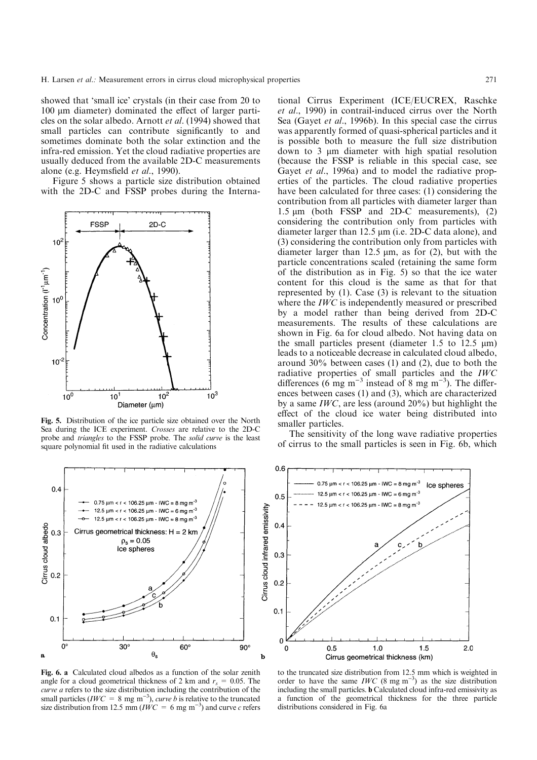showed that 'small ice' crystals (in their case from 20 to 100 μm diameter) dominated the effect of larger particles on the solar albedo. Arnott *et al*. (1994) showed that small particles can contribute significantly to and sometimes dominate both the solar extinction and the infra-red emission. Yet the cloud radiative properties are usually deduced from the available 2D-C measurements alone (e.g. Heymsfield *et al*., 1990).

Figure 5 shows a particle size distribution obtained with the 2D-C and FSSP probes during the International Cirrus Experiment (ICE/EUCREX, Raschke *et al*., 1990) in contrail-induced cirrus over the North Sea (Gayet *et al*., 1996b). In this special case the cirrus was apparently formed of quasi-spherical particles and it is possible both to measure the full size distribution down to 3 μm diameter with high spatial resolution (because the FSSP is reliable in this special case, see Gayet *et al*., 1996a) and to model the radiative properties of the particles. The cloud radiative properties have been calculated for three cases: (1) considering the contribution from all particles with diameter larger than 1.5 μm (both FSSP and 2D-C measurements), (2) considering the contribution only from particles with diameter larger than 12.5 μm (i.e. 2D-C data alone), and (3) considering the contribution only from particles with diameter larger than 12.5 μm, as for (2), but with the particle concentrations scaled (retaining the same form of the distribution as in Fig. 5) so that the ice water content for this cloud is the same as that for that represented by (1). Case (3) is relevant to the situation where the *IWC* is independently measured or prescribed by a model rather than being derived from 2D-C measurements. The results of these calculations are shown in Fig. 6a for cloud albedo. Not having data on the small particles present (diameter 1.5 to 12.5 μm) leads to a noticeable decrease in calculated cloud albedo, around 30% between cases (1) and (2), due to both the radiative properties of small particles and the *IWC* differences (6 mg m$^{-3}$ instead of 8 mg m$^{-3}$). The differences between cases (1) and (3), which are characterized by a same *IWC*, are less (around 20%) but highlight the effect of the cloud ice water being distributed into smaller particles.

**Fig. 5.** Distribution of the ice particle size obtained over the North Sea during the ICE experiment. *Crosses* are relative to the 2D-C probe and *triangles* to the FSSP probe. The *solid curve* is the least square polynomial fit used in the radiative calculations

The sensitivity of the long wave radiative properties of cirrus to the small particles is seen in Fig. 6b, which

**Fig. 6. a** Calculated cloud albedos as a function of the solar zenith angle for a cloud geometrical thickness of 2 km and $r_s$ = 0.05. The *curve a* refers to the size distribution including the contribution of the small particles (*IWC* = 8 mg m$^{-3}$), *curve b* is relative to the truncated size distribution from 12.5 mm (*IWC* = 6 mg m$^{-3}$) and curve *c* refers to the truncated size distribution from 12.5 mm which is weighted in order to have the same *IWC* (8 mg m$^{-3}$) as the size distribution including the small particles. **b** Calculated cloud infra-red emissivity as a function of the geometrical thickness for the three particle distributions considered in Fig. 6a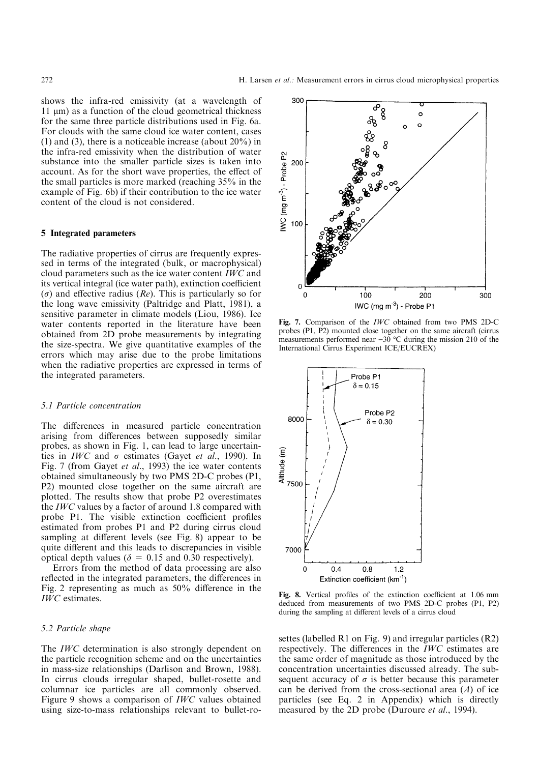shows the infra-red emissivity (at a wavelength of 11 μm) as a function of the cloud geometrical thickness for the same three particle distributions used in Fig. 6a. For clouds with the same cloud ice water content, cases (1) and (3), there is a noticeable increase (about 20%) in the infra-red emissivity when the distribution of water substance into the smaller particle sizes is taken into account. As for the short wave properties, the effect of the small particles is more marked (reaching 35% in the example of Fig. 6b) if their contribution to the ice water content of the cloud is not considered.

## 5 Integrated parameters

The radiative properties of cirrus are frequently expressed in terms of the integrated (bulk, or macrophysical) cloud parameters such as the ice water content *IWC* and its vertical integral (ice water path), extinction coefficient ($\sigma$) and effective radius (*Re*). This is particularly so for the long wave emissivity (Paltridge and Platt, 1981), a sensitive parameter in climate models (Liou, 1986). Ice water contents reported in the literature have been obtained from 2D probe measurements by integrating the size-spectra. We give quantitative examples of the errors which may arise due to the probe limitations when the radiative properties are expressed in terms of the integrated parameters.

### 5.1 Particle concentration

The differences in measured particle concentration arising from differences between supposedly similar probes, as shown in Fig. 1, can lead to large uncertainties in *IWC* and $\sigma$ estimates (Gayet *et al*., 1990). In Fig. 7 (from Gayet *et al*., 1993) the ice water contents obtained simultaneously by two PMS 2D-C probes (P1, P2) mounted close together on the same aircraft are plotted. The results show that probe P2 overestimates the *IWC* values by a factor of around 1.8 compared with probe P1. The visible extinction coefficient profiles estimated from probes P1 and P2 during cirrus cloud sampling at different levels (see Fig. 8) appear to be quite different and this leads to discrepancies in visible optical depth values ($\delta$ = 0.15 and 0.30 respectively).

Errors from the method of data processing are also reflected in the integrated parameters, the differences in Fig. 2 representing as much as 50% difference in the *IWC* estimates.

### 5.2 Particle shape

The *IWC* determination is also strongly dependent on the particle recognition scheme and on the uncertainties in mass-size relationships (Darlison and Brown, 1988). In cirrus clouds irregular shaped, bullet-rosette and columnar ice particles are all commonly observed. Figure 9 shows a comparison of *IWC* values obtained using size-to-mass relationships relevant to bullet-rosettes (labelled R1 on Fig. 9) and irregular particles (R2) respectively. The differences in the *IWC* estimates are the same order of magnitude as those introduced by the concentration uncertainties discussed already. The subsequent accuracy of $\sigma$ is better because this parameter can be derived from the cross-sectional area (*A*) of ice particles (see Eq. 2 in Appendix) which is directly measured by the 2D probe (Duroure *et al*., 1994).

**Fig. 7.** Comparison of the *IWC* obtained from two PMS 2D-C probes (P1, P2) mounted close together on the same aircraft (cirrus measurements performed near −30 °C during the mission 210 of the International Cirrus Experiment ICE/EUCREX)

**Fig. 8.** Vertical profiles of the extinction coefficient at 1.06 mm deduced from measurements of two PMS 2D-C probes (P1, P2) during the sampling at different levels of a cirrus cloud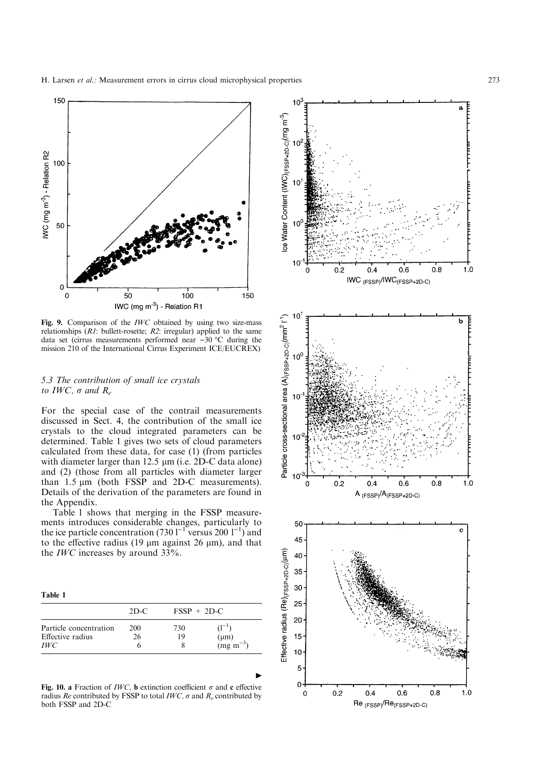**Fig. 9.** Comparison of the *IWC* obtained by using two size-mass relationships (*R1*: bullett-rosette; *R2*: irregular) applied to the same data set (cirrus measurements performed near −30 °C during the mission 210 of the International Cirrus Experiment ICE/EUCREX)

### 5.3 The contribution of small ice crystals to *IWC*, $\sigma$ and $R_e$

For the special case of the contrail measurements discussed in Sect. 4, the contribution of the small ice crystals to the cloud integrated parameters can be determined. Table 1 gives two sets of cloud parameters calculated from these data, for case (1) (from particles with diameter larger than 12.5 μm (i.e. 2D-C data alone) and (2) (those from all particles with diameter larger than 1.5 μm (both FSSP and 2D-C measurements). Details of the derivation of the parameters are found in the Appendix.

Table 1 shows that merging in the FSSP measurements introduces considerable changes, particularly to the ice particle concentration (730 $l^{-1}$ versus 200 $l^{-1}$) and to the effective radius (19 μm against 26 μm), and that the *IWC* increases by around 33%.

**Table 1**

| | 2D-C | FSSP + 2D-C | |
|---|---|---|---|
| Particle concentration | 200 | 730 | ($l^{-1}$) |
| Effective radius | 26 | 19 | (μm) |
| *IWC* | 6 | 8 | (mg $m^{-3}$) |

**Fig. 10. a** Fraction of *IWC*, **b** extinction coefficient $\sigma$ and **c** effective radius *Re* contributed by FSSP to total *IWC*, $\sigma$ and $R_e$ contributed by both FSSP and 2D-C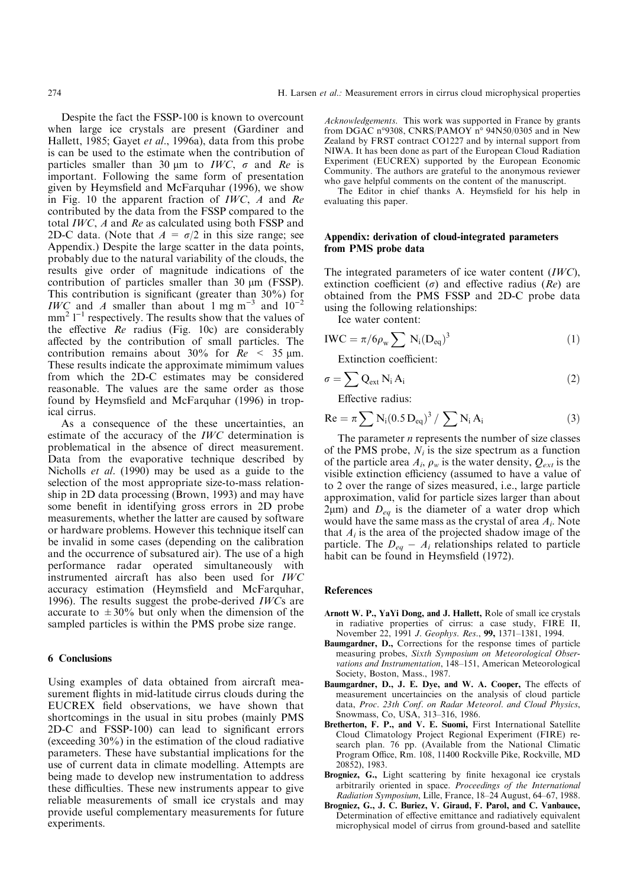Despite the fact the FSSP-100 is known to overcount when large ice crystals are present (Gardiner and Hallett, 1985; Gayet *et al*., 1996a), data from this probe is can be used to the estimate when the contribution of particles smaller than 30 μm to *IWC*, $\sigma$ and *Re* is important. Following the same form of presentation given by Heymsfield and McFarquhar (1996), we show in Fig. 10 the apparent fraction of *IWC*, *A* and *Re* contributed by the data from the FSSP compared to the total *IWC*, *A* and *Re* as calculated using both FSSP and 2D-C data. (Note that $A = \sigma/2$ in this size range; see Appendix.) Despite the large scatter in the data points, probably due to the natural variability of the clouds, the results give order of magnitude indications of the contribution of particles smaller than 30 μm (FSSP). This contribution is significant (greater than 30%) for *IWC* and *A* smaller than about 1 mg m$^{-3}$ and $10^{-2}$ mm$^{2}$ l$^{-1}$ respectively. The results show that the values of the effective *Re* radius (Fig. 10c) are considerably affected by the contribution of small particles. The contribution remains about 30% for $Re < 35$ μm. These results indicate the approximate mimimum values from which the 2D-C estimates may be considered reasonable. The values are the same order as those found by Heymsfield and McFarquhar (1996) in tropical cirrus.

As a consequence of the these uncertainties, an estimate of the accuracy of the *IWC* determination is problematical in the absence of direct measurement. Data from the evaporative technique described by Nicholls *et al*. (1990) may be used as a guide to the selection of the most appropriate size-to-mass relationship in 2D data processing (Brown, 1993) and may have some benefit in identifying gross errors in 2D probe measurements, whether the latter are caused by software or hardware problems. However this technique itself can be invalid in some cases (depending on the calibration and the occurrence of subsatured air). The use of a high performance radar operated simultaneously with instrumented aircraft has also been used for *IWC* accuracy estimation (Heymsfield and McFarquhar, 1996). The results suggest the probe-derived *IWC*s are accurate to $\pm 30\%$ but only when the dimension of the sampled particles is within the PMS probe size range.

## 6 Conclusions

Using examples of data obtained from aircraft measurement flights in mid-latitude cirrus clouds during the EUCREX field observations, we have shown that shortcomings in the usual in situ probes (mainly PMS 2D-C and FSSP-100) can lead to significant errors (exceeding 30%) in the estimation of the cloud radiative parameters. These have substantial implications for the use of current data in climate modelling. Attempts are being made to develop new instrumentation to address these difficulties. These new instruments appear to give reliable measurements of small ice crystals and may provide useful complementary measurements for future experiments.

*Acknowledgements*. This work was supported in France by grants from DGAC n°9308, CNRS/PAMOY n° 94N50/0305 and in New Zealand by FRST contract CO1227 and by internal support from NIWA. It has been done as part of the European Cloud Radiation Experiment (EUCREX) supported by the European Economic Community. The authors are grateful to the anonymous reviewer who gave helpful comments on the content of the manuscript.

The Editor in chief thanks A. Heymsfield for his help in evaluating this paper.

## Appendix: derivation of cloud-integrated parameters from PMS probe data

The integrated parameters of ice water content (*IWC*), extinction coefficient ($\sigma$) and effective radius (*Re*) are obtained from the PMS FSSP and 2D-C probe data using the following relationships:

Ice water content:

$$\mathrm{IWC} = \pi/6\rho_w \sum \mathrm{N_i}(\mathrm{D_{eq}})^3 \tag{1}$$

Extinction coefficient:

$$\sigma = \sum \mathrm{Q_{ext}}\,\mathrm{N_i}\,\mathrm{A_i} \tag{2}$$

Effective radius:

$$\mathrm{Re} = \pi \sum \mathrm{N_i}(0.5\,\mathrm{D_{eq}})^3 \,/\, \sum \mathrm{N_i}\,\mathrm{A_i} \tag{3}$$

The parameter $n$ represents the number of size classes of the PMS probe, $N_i$ is the size spectrum as a function of the particle area $A_i$, $\rho_w$ is the water density, $Q_{ext}$ is the visible extinction efficiency (assumed to have a value of to 2 over the range of sizes measured, i.e., large particle approximation, valid for particle sizes larger than about 2μm) and $D_{eq}$ is the diameter of a water drop which would have the same mass as the crystal of area $A_i$. Note that $A_i$ is the area of the projected shadow image of the particle. The $D_{eq} - A_i$ relationships related to particle habit can be found in Heymsfield (1972).

## References

**Arnott W. P., YaYi Dong, and J. Hallett,** Role of small ice crystals in radiative properties of cirrus: a case study, FIRE II, November 22, 1991 *J. Geophys. Res*., **99,** 1371–1381, 1994.

**Baumgardner, D.,** Corrections for the response times of particle measuring probes, *Sixth Symposium on Meteorological Observations and Instrumentation*, 148–151, American Meteorological Society, Boston, Mass., 1987.

**Baumgardner, D., J. E. Dye, and W. A. Cooper,** The effects of measurement uncertainties on the analysis of cloud particle data, *Proc. 23th Conf. on Radar Meteorol. and Cloud Physics*, Snowmass, Co, USA, 313–316, 1986.

**Bretherton, F. P., and V. E. Suomi,** First International Satellite Cloud Climatology Project Regional Experiment (FIRE) research plan. 76 pp. (Available from the National Climatic Program Office, Rm. 108, 11400 Rockville Pike, Rockville, MD 20852), 1983.

**Brogniez, G.,** Light scattering by finite hexagonal ice crystals arbitrarily oriented in space. *Proceedings of the International Radiation Symposium*, Lille, France, 18–24 August, 64–67, 1988.

**Brogniez, G., J. C. Buriez, V. Giraud, F. Parol, and C. Vanbauce,** Determination of effective emittance and radiatively equivalent microphysical model of cirrus from ground-based and satellite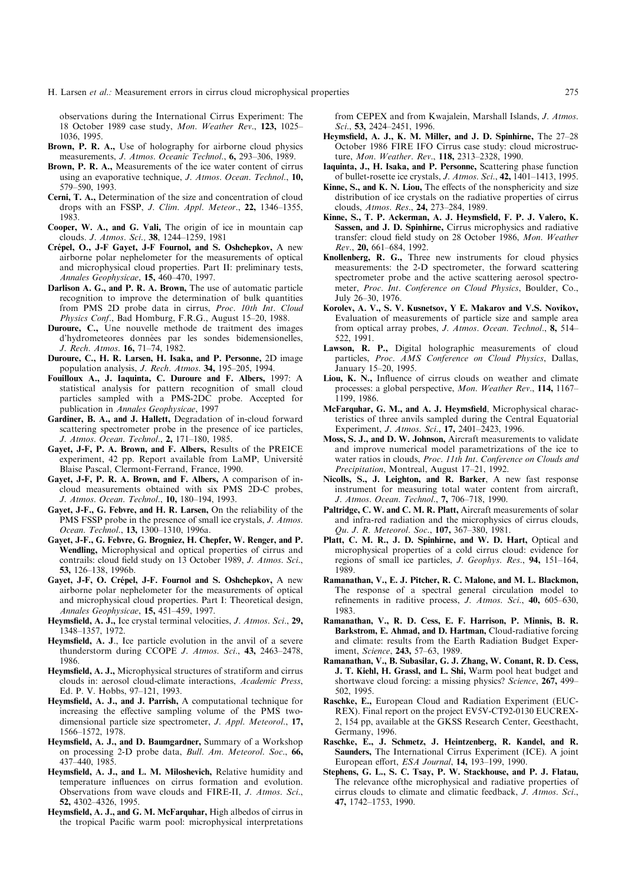observations during the International Cirrus Experiment: The 18 October 1989 case study, *Mon. Weather Rev*., **123,** 1025–1036, 1995.

**Brown, P. R. A.,** Use of holography for airborne cloud physics measurements, *J. Atmos. Oceanic Technol*., **6,** 293–306, 1989.

**Brown, P. R. A.,** Measurements of the ice water content of cirrus using an evaporative technique, *J. Atmos. Ocean. Technol*., **10,** 579–590, 1993.

**Cerni, T. A.,** Determination of the size and concentration of cloud drops with an FSSP, *J. Clim. Appl. Meteor*., **22,** 1346–1355, 1983.

**Cooper, W. A., and G. Vali,** The origin of ice in mountain cap clouds. *J. Atmos. Sci.,* **38**, 1244–1259, 1981

**Crépel, O., J-F Gayet, J-F Fournol, and S. Oshchepkov,** A new airborne polar nephelometer for the measurements of optical and microphysical cloud properties. Part II: preliminary tests, *Annales Geophysicae*, **15,** 460–470, 1997.

**Darlison A. G., and P. R. A. Brown,** The use of automatic particle recognition to improve the determination of bulk quantities from PMS 2D probe data in cirrus, *Proc. 10th Int. Cloud Physics Conf*., Bad Homburg, F.R.G., August 15–20, 1988.

**Duroure, C.,** Une nouvelle methode de traitment des images d'hydrometeores données par les sondes bidemensionelles, *J. Rech. Atmos.* **16,** 71–74, 1982.

**Duroure, C., H. R. Larsen, H. Isaka, and P. Personne,** 2D image population analysis, *J. Rech. Atmos*. **34,** 195–205, 1994.

**Fouilloux A., J. Iaquinta, C. Duroure and F. Albers,** 1997: A statistical analysis for pattern recognition of small cloud particles sampled with a PMS-2DC probe. Accepted for publication in *Annales Geophysicae*, 1997

**Gardiner, B. A., and J. Hallett,** Degradation of in-cloud forward scattering spectrometer probe in the presence of ice particles, *J. Atmos. Ocean. Technol*., **2,** 171–180, 1985.

**Gayet, J-F, P. A. Brown, and F. Albers,** Results of the PREICE experiment, 42 pp. Report available from LaMP, Université Blaise Pascal, Clermont-Ferrand, France, 1990.

**Gayet, J-F, P. R. A. Brown, and F. Albers,** A comparison of in-cloud measurements obtained with six PMS 2D-C probes, *J. Atmos. Ocean. Technol*., **10,** 180–194, 1993.

**Gayet, J-F., G. Febvre, and H. R. Larsen,** On the reliability of the PMS FSSP probe in the presence of small ice crystals, *J. Atmos. Ocean. Technol*., **13,** 1300–1310, 1996a.

**Gayet, J-F., G. Febvre, G. Brogniez, H. Chepfer, W. Renger, and P. Wendling,** Microphysical and optical properties of cirrus and contrails: cloud field study on 13 October 1989, *J. Atmos. Sci*., **53,** 126–138, 1996b.

**Gayet, J-F, O. Crépel, J-F. Fournol and S. Oshchepkov,** A new airborne polar nephelometer for the measurements of optical and microphysical cloud properties. Part I: Theoretical design, *Annales Geophysicae*, **15,** 451–459, 1997.

**Heymsfield, A. J.,** Ice crystal terminal velocities, *J. Atmos. Sci*., **29,** 1348–1357, 1972.

**Heymsfield, A. J**., Ice particle evolution in the anvil of a severe thunderstorm during CCOPE *J. Atmos. Sci*., **43,** 2463–2478, 1986.

**Heymsfield, A. J.,** Microphysical structures of stratiform and cirrus clouds in: aerosol cloud-climate interactions, *Academic Press*, Ed. P. V. Hobbs, 97–121, 1993.

**Heymsfield, A. J., and J. Parrish,** A computational technique for increasing the effective sampling volume of the PMS two-dimensional particle size spectrometer, *J. Appl. Meteorol*., **17,** 1566–1572, 1978.

**Heymsfield, A. J., and D. Baumgardner,** Summary of a Workshop on processing 2-D probe data, *Bull. Am. Meteorol. Soc*., **66,** 437–440, 1985.

**Heymsfield, A. J., and L. M. Miloshevich,** Relative humidity and temperature influences on cirrus formation and evolution. Observations from wave clouds and FIRE-II, *J. Atmos. Sci*., **52,** 4302–4326, 1995.

**Heymsfield, A. J., and G. M. McFarquhar,** High albedos of cirrus in the tropical Pacific warm pool: microphysical interpretations from CEPEX and from Kwajalein, Marshall Islands, *J. Atmos. Sci*., **53,** 2424–2451, 1996.

**Heymsfield, A. J., K. M. Miller, and J. D. Spinhirne,** The 27–28 October 1986 FIRE IFO Cirrus case study: cloud microstructure, *Mon. Weather. Rev*., **118,** 2313–2328, 1990.

**Iaquinta, J., H. Isaka, and P. Personne,** Scattering phase function of bullet-rosette ice crystals, *J. Atmos. Sci*., **42,** 1401–1413, 1995.

**Kinne, S., and K. N. Liou,** The effects of the nonsphericity and size distribution of ice crystals on the radiative properties of cirrus clouds, *Atmos. Res*., **24,** 273–284, 1989.

**Kinne, S., T. P. Ackerman, A. J. Heymsfield, F. P. J. Valero, K. Sassen, and J. D. Spinhirne,** Cirrus microphysics and radiative transfer: cloud field study on 28 October 1986, *Mon. Weather Rev*., **20,** 661–684, 1992.

**Knollenberg, R. G.,** Three new instruments for cloud physics measurements: the 2-D spectrometer, the forward scattering spectrometer probe and the active scattering aerosol spectrometer, *Proc*. *Int*. *Conference on Cloud Physics*, Boulder, Co., July 26–30, 1976.

**Korolev, A. V., S. V. Kusnetsov, Y E. Makarov and V.S. Novikov,** Evaluation of measurements of particle size and sample area from optical array probes, *J. Atmos. Ocean. Technol*., **8,** 514–522, 1991.

**Lawson, R. P.,** Digital holographic measurements of cloud particles, *Proc*. *AMS Conference on Cloud Physics*, Dallas, January 15–20, 1995.

**Liou, K. N.,** Influence of cirrus clouds on weather and climate processes: a global perspective, *Mon. Weather Rev*., **114,** 1167–1199, 1986.

**McFarquhar, G. M., and A. J. Heymsfield**, Microphysical characteristics of three anvils sampled during the Central Equatorial Experiment, *J. Atmos. Sci*., **17,** 2401–2423, 1996.

**Moss, S. J., and D. W. Johnson,** Aircraft measurements to validate and improve numerical model parametrizations of the ice to water ratios in clouds, *Proc*. *11th Int*. *Conference on Clouds and Precipitation*, Montreal, August 17–21, 1992.

**Nicolls, S., J. Leighton, and R. Barker**, A new fast response instrument for measuring total water content from aircraft, *J. Atmos. Ocean. Technol*., **7,** 706–718, 1990.

**Paltridge, C. W. and C. M. R. Platt,** Aircraft measurements of solar and infra-red radiation and the microphysics of cirrus clouds, *Qu*. *J*. *R*. *Meteorol*. *Soc*., **107,** 367–380, 1981.

**Platt, C. M. R., J. D. Spinhirne, and W. D. Hart,** Optical and microphysical properties of a cold cirrus cloud: evidence for regions of small ice particles, *J. Geophys. Res*., **94,** 151–164, 1989.

**Ramanathan, V., E. J. Pitcher, R. C. Malone, and M. L. Blackmon,** The response of a spectral general circulation model to refinements in raditive process, *J. Atmos. Sci*., **40,** 605–630, 1983.

**Ramanathan, V., R. D. Cess, E. F. Harrison, P. Minnis, B. R. Barkstrom, E. Ahmad, and D. Hartman,** Cloud-radiative forcing and climate: results from the Earth Radiation Budget Experiment, *Science*, **243,** 57–63, 1989.

**Ramanathan, V., B. Subasilar, G. J. Zhang, W. Conant, R. D. Cess, J. T. Kiehl, H. Grassl, and L. Shi,** Warm pool heat budget and shortwave cloud forcing: a missing physics? *Science*, **267,** 499–502, 1995.

**Raschke, E.,** European Cloud and Radiation Experiment (EUCREX). Final report on the project EV5V-CT92-0130 EUCREX-2, 154 pp, available at the GKSS Research Center, Geesthacht, Germany, 1996.

**Raschke, E., J. Schmetz, J. Heintzenberg, R. Kandel, and R. Saunders,** The International Cirrus Experiment (ICE). A joint European effort, *ESA Journal*, **14,** 193–199, 1990.

**Stephens, G. L., S. C. Tsay, P. W. Stackhouse, and P. J. Flatau,** The relevance ofthe microphysical and radiative properties of cirrus clouds to climate and climatic feedback, *J. Atmos. Sci*., **47,** 1742–1753, 1990.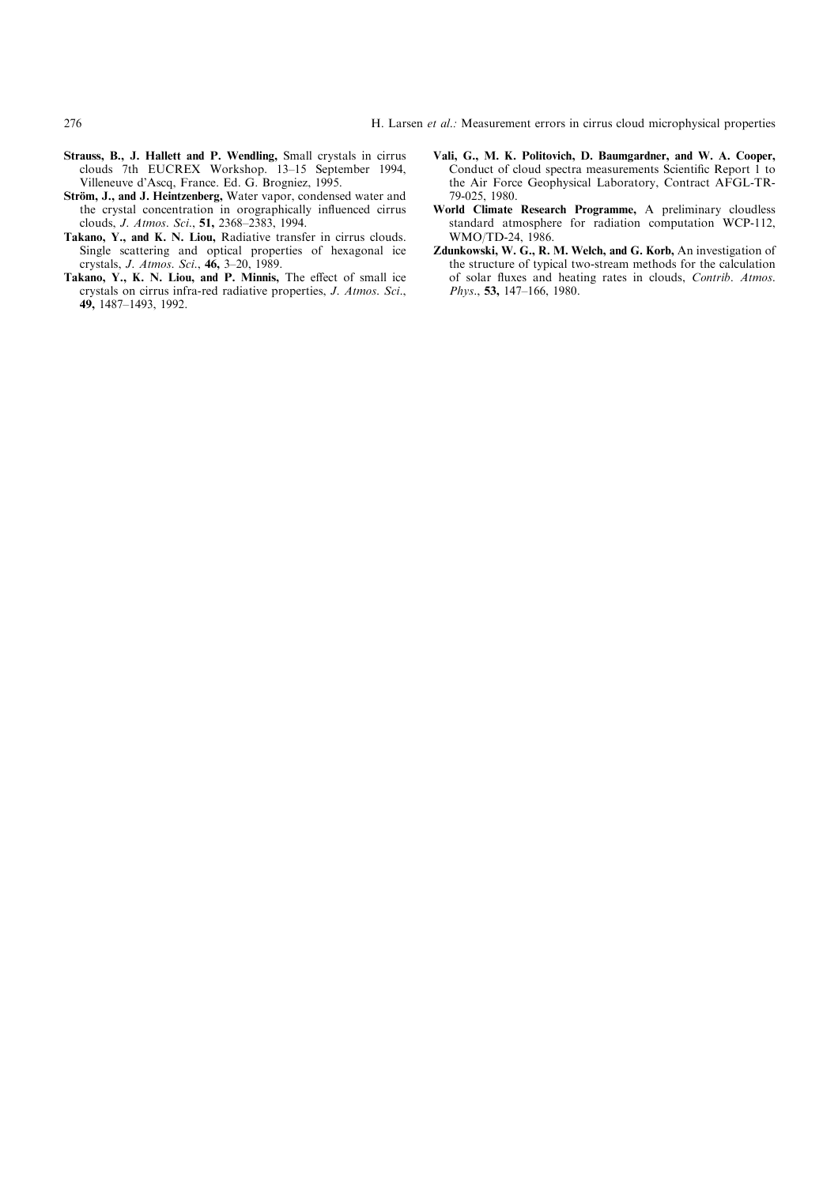**Strauss, B., J. Hallett and P. Wendling,** Small crystals in cirrus clouds 7th EUCREX Workshop. 13–15 September 1994, Villeneuve d'Ascq, France. Ed. G. Brogniez, 1995.

**Ström, J., and J. Heintzenberg,** Water vapor, condensed water and the crystal concentration in orographically influenced cirrus clouds, *J. Atmos. Sci.*, **51,** 2368–2383, 1994.

**Takano, Y., and K. N. Liou,** Radiative transfer in cirrus clouds. Single scattering and optical properties of hexagonal ice crystals, *J. Atmos. Sci.*, **46,** 3–20, 1989.

**Takano, Y., K. N. Liou, and P. Minnis,** The effect of small ice crystals on cirrus infra-red radiative properties, *J. Atmos. Sci.*, **49,** 1487–1493, 1992.

**Vali, G., M. K. Politovich, D. Baumgardner, and W. A. Cooper,** Conduct of cloud spectra measurements Scientific Report 1 to the Air Force Geophysical Laboratory, Contract AFGL-TR-79-025, 1980.

**World Climate Research Programme,** A preliminary cloudless standard atmosphere for radiation computation WCP-112, WMO/TD-24, 1986.

**Zdunkowski, W. G., R. M. Welch, and G. Korb,** An investigation of the structure of typical two-stream methods for the calculation of solar fluxes and heating rates in clouds, *Contrib. Atmos. Phys.*, **53,** 147–166, 1980.